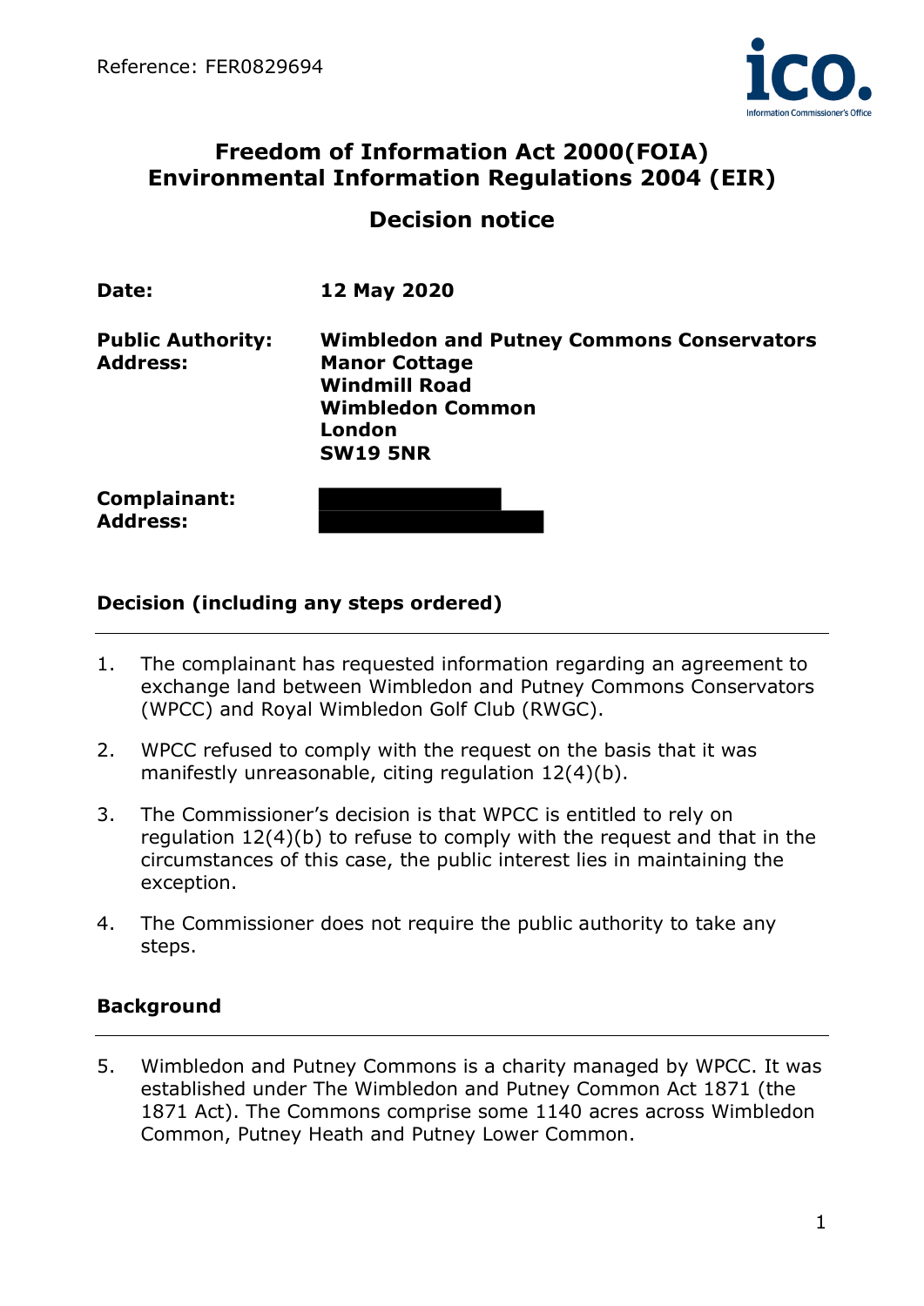Reference: FER0829694

# Freedom of Information Act 2000(FOIA)
# Environmental Information Regulations 2004 (EIR)

## Decision notice

| | |
|---|---|
| **Date:** | **12 May 2020** |
| **Public Authority:** | **Wimbledon and Putney Commons Conservators** |
| **Address:** | **Manor Cottage**<br>**Windmill Road**<br>**Wimbledon Common**<br>**London**<br>**SW19 5NR** |
| **Complainant:** | |
| **Address:** | |

### Decision (including any steps ordered)

1. The complainant has requested information regarding an agreement to exchange land between Wimbledon and Putney Commons Conservators (WPCC) and Royal Wimbledon Golf Club (RWGC).

2. WPCC refused to comply with the request on the basis that it was manifestly unreasonable, citing regulation 12(4)(b).

3. The Commissioner's decision is that WPCC is entitled to rely on regulation 12(4)(b) to refuse to comply with the request and that in the circumstances of this case, the public interest lies in maintaining the exception.

4. The Commissioner does not require the public authority to take any steps.

### Background

5. Wimbledon and Putney Commons is a charity managed by WPCC. It was established under The Wimbledon and Putney Common Act 1871 (the 1871 Act). The Commons comprise some 1140 acres across Wimbledon Common, Putney Heath and Putney Lower Common.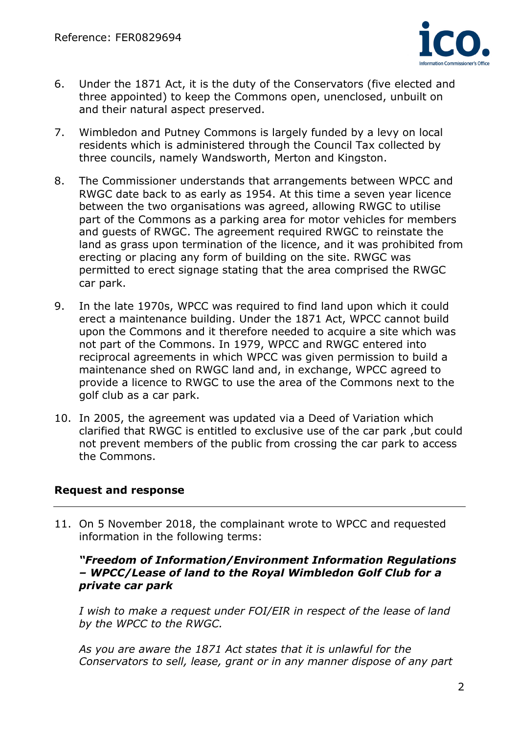6. Under the 1871 Act, it is the duty of the Conservators (five elected and three appointed) to keep the Commons open, unenclosed, unbuilt on and their natural aspect preserved.

7. Wimbledon and Putney Commons is largely funded by a levy on local residents which is administered through the Council Tax collected by three councils, namely Wandsworth, Merton and Kingston.

8. The Commissioner understands that arrangements between WPCC and RWGC date back to as early as 1954. At this time a seven year licence between the two organisations was agreed, allowing RWGC to utilise part of the Commons as a parking area for motor vehicles for members and guests of RWGC. The agreement required RWGC to reinstate the land as grass upon termination of the licence, and it was prohibited from erecting or placing any form of building on the site. RWGC was permitted to erect signage stating that the area comprised the RWGC car park.

9. In the late 1970s, WPCC was required to find land upon which it could erect a maintenance building. Under the 1871 Act, WPCC cannot build upon the Commons and it therefore needed to acquire a site which was not part of the Commons. In 1979, WPCC and RWGC entered into reciprocal agreements in which WPCC was given permission to build a maintenance shed on RWGC land and, in exchange, WPCC agreed to provide a licence to RWGC to use the area of the Commons next to the golf club as a car park.

10. In 2005, the agreement was updated via a Deed of Variation which clarified that RWGC is entitled to exclusive use of the car park ,but could not prevent members of the public from crossing the car park to access the Commons.

## Request and response

11. On 5 November 2018, the complainant wrote to WPCC and requested information in the following terms:

*"**Freedom of Information/Environment Information Regulations – WPCC/Lease of land to the Royal Wimbledon Golf Club for a private car park***

*I wish to make a request under FOI/EIR in respect of the lease of land by the WPCC to the RWGC.*

*As you are aware the 1871 Act states that it is unlawful for the Conservators to sell, lease, grant or in any manner dispose of any part*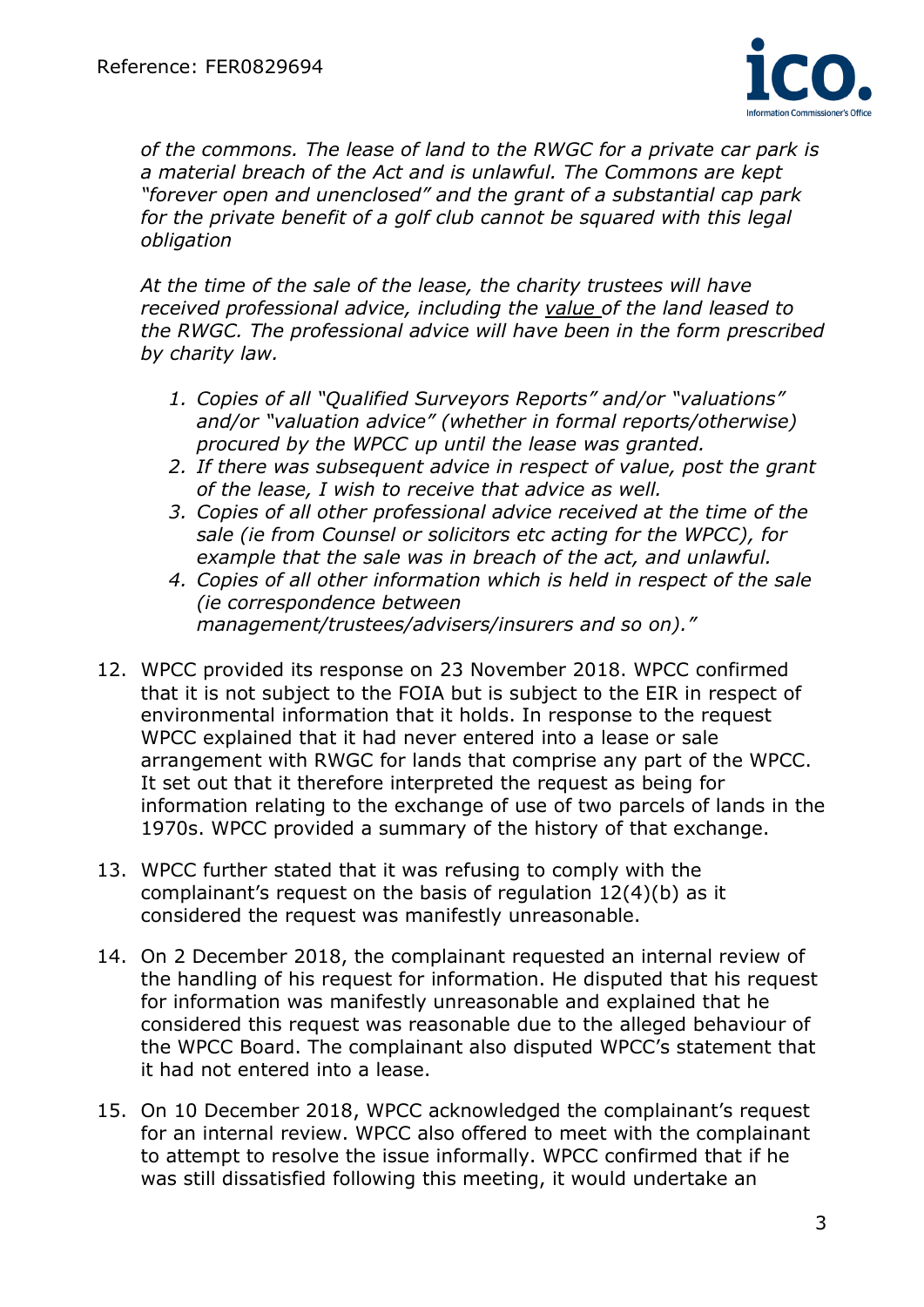*of the commons. The lease of land to the RWGC for a private car park is a material breach of the Act and is unlawful. The Commons are kept "forever open and unenclosed" and the grant of a substantial cap park for the private benefit of a golf club cannot be squared with this legal obligation*

*At the time of the sale of the lease, the charity trustees will have received professional advice, including the* *<u>value</u>* *of the land leased to the RWGC. The professional advice will have been in the form prescribed by charity law.*

1. *Copies of all "Qualified Surveyors Reports" and/or "valuations" and/or "valuation advice" (whether in formal reports/otherwise) procured by the WPCC up until the lease was granted.*
2. *If there was subsequent advice in respect of value, post the grant of the lease, I wish to receive that advice as well.*
3. *Copies of all other professional advice received at the time of the sale (ie from Counsel or solicitors etc acting for the WPCC), for example that the sale was in breach of the act, and unlawful.*
4. *Copies of all other information which is held in respect of the sale (ie correspondence between management/trustees/advisers/insurers and so on)."*

12. WPCC provided its response on 23 November 2018. WPCC confirmed that it is not subject to the FOIA but is subject to the EIR in respect of environmental information that it holds. In response to the request WPCC explained that it had never entered into a lease or sale arrangement with RWGC for lands that comprise any part of the WPCC. It set out that it therefore interpreted the request as being for information relating to the exchange of use of two parcels of lands in the 1970s. WPCC provided a summary of the history of that exchange.

13. WPCC further stated that it was refusing to comply with the complainant's request on the basis of regulation 12(4)(b) as it considered the request was manifestly unreasonable.

14. On 2 December 2018, the complainant requested an internal review of the handling of his request for information. He disputed that his request for information was manifestly unreasonable and explained that he considered this request was reasonable due to the alleged behaviour of the WPCC Board. The complainant also disputed WPCC's statement that it had not entered into a lease.

15. On 10 December 2018, WPCC acknowledged the complainant's request for an internal review. WPCC also offered to meet with the complainant to attempt to resolve the issue informally. WPCC confirmed that if he was still dissatisfied following this meeting, it would undertake an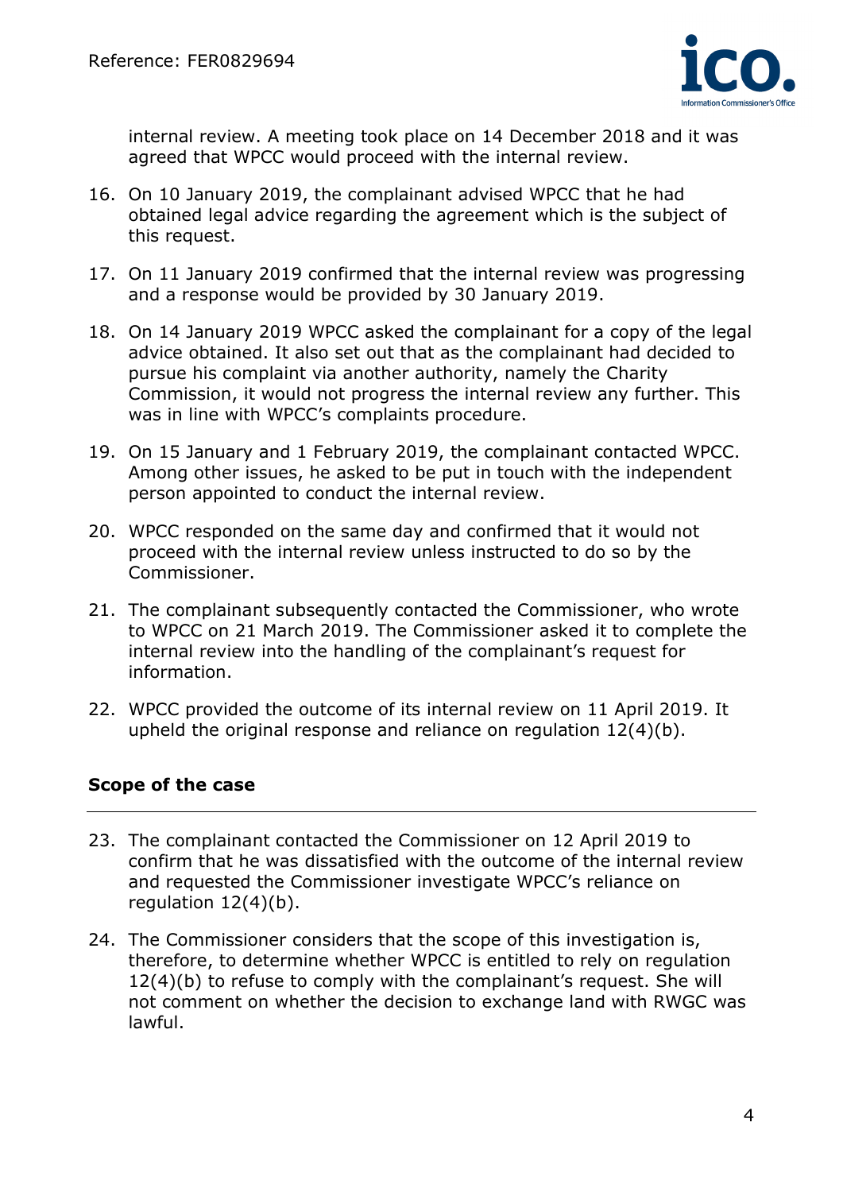internal review. A meeting took place on 14 December 2018 and it was agreed that WPCC would proceed with the internal review.

16. On 10 January 2019, the complainant advised WPCC that he had obtained legal advice regarding the agreement which is the subject of this request.

17. On 11 January 2019 confirmed that the internal review was progressing and a response would be provided by 30 January 2019.

18. On 14 January 2019 WPCC asked the complainant for a copy of the legal advice obtained. It also set out that as the complainant had decided to pursue his complaint via another authority, namely the Charity Commission, it would not progress the internal review any further. This was in line with WPCC's complaints procedure.

19. On 15 January and 1 February 2019, the complainant contacted WPCC. Among other issues, he asked to be put in touch with the independent person appointed to conduct the internal review.

20. WPCC responded on the same day and confirmed that it would not proceed with the internal review unless instructed to do so by the Commissioner.

21. The complainant subsequently contacted the Commissioner, who wrote to WPCC on 21 March 2019. The Commissioner asked it to complete the internal review into the handling of the complainant's request for information.

22. WPCC provided the outcome of its internal review on 11 April 2019. It upheld the original response and reliance on regulation 12(4)(b).

## Scope of the case

23. The complainant contacted the Commissioner on 12 April 2019 to confirm that he was dissatisfied with the outcome of the internal review and requested the Commissioner investigate WPCC's reliance on regulation 12(4)(b).

24. The Commissioner considers that the scope of this investigation is, therefore, to determine whether WPCC is entitled to rely on regulation 12(4)(b) to refuse to comply with the complainant's request. She will not comment on whether the decision to exchange land with RWGC was lawful.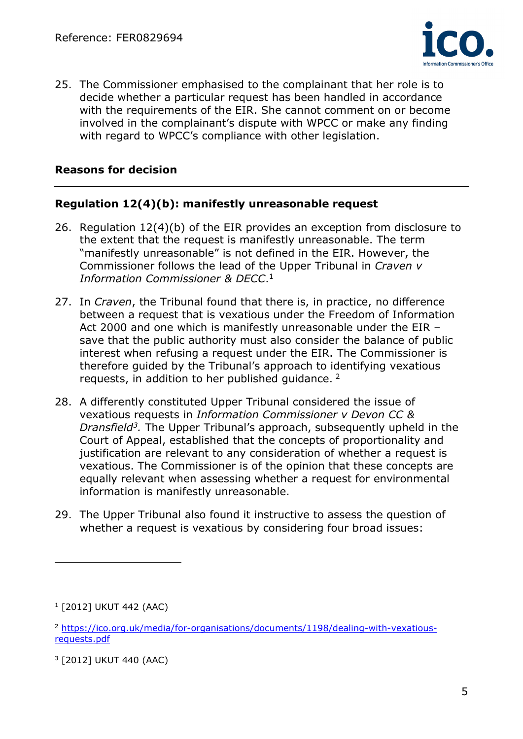25. The Commissioner emphasised to the complainant that her role is to decide whether a particular request has been handled in accordance with the requirements of the EIR. She cannot comment on or become involved in the complainant's dispute with WPCC or make any finding with regard to WPCC's compliance with other legislation.

## Reasons for decision

### Regulation 12(4)(b): manifestly unreasonable request

26. Regulation 12(4)(b) of the EIR provides an exception from disclosure to the extent that the request is manifestly unreasonable. The term "manifestly unreasonable" is not defined in the EIR. However, the Commissioner follows the lead of the Upper Tribunal in *Craven v Information Commissioner & DECC*.[1]

27. In *Craven*, the Tribunal found that there is, in practice, no difference between a request that is vexatious under the Freedom of Information Act 2000 and one which is manifestly unreasonable under the EIR – save that the public authority must also consider the balance of public interest when refusing a request under the EIR. The Commissioner is therefore guided by the Tribunal's approach to identifying vexatious requests, in addition to her published guidance. [2]

28. A differently constituted Upper Tribunal considered the issue of vexatious requests in *Information Commissioner v Devon CC & Dransfield*[3]*.* The Upper Tribunal's approach, subsequently upheld in the Court of Appeal, established that the concepts of proportionality and justification are relevant to any consideration of whether a request is vexatious. The Commissioner is of the opinion that these concepts are equally relevant when assessing whether a request for environmental information is manifestly unreasonable.

29. The Upper Tribunal also found it instructive to assess the question of whether a request is vexatious by considering four broad issues:

---

[1] [2012] UKUT 442 (AAC)

[2] https://ico.org.uk/media/for-organisations/documents/1198/dealing-with-vexatious-requests.pdf

[3] [2012] UKUT 440 (AAC)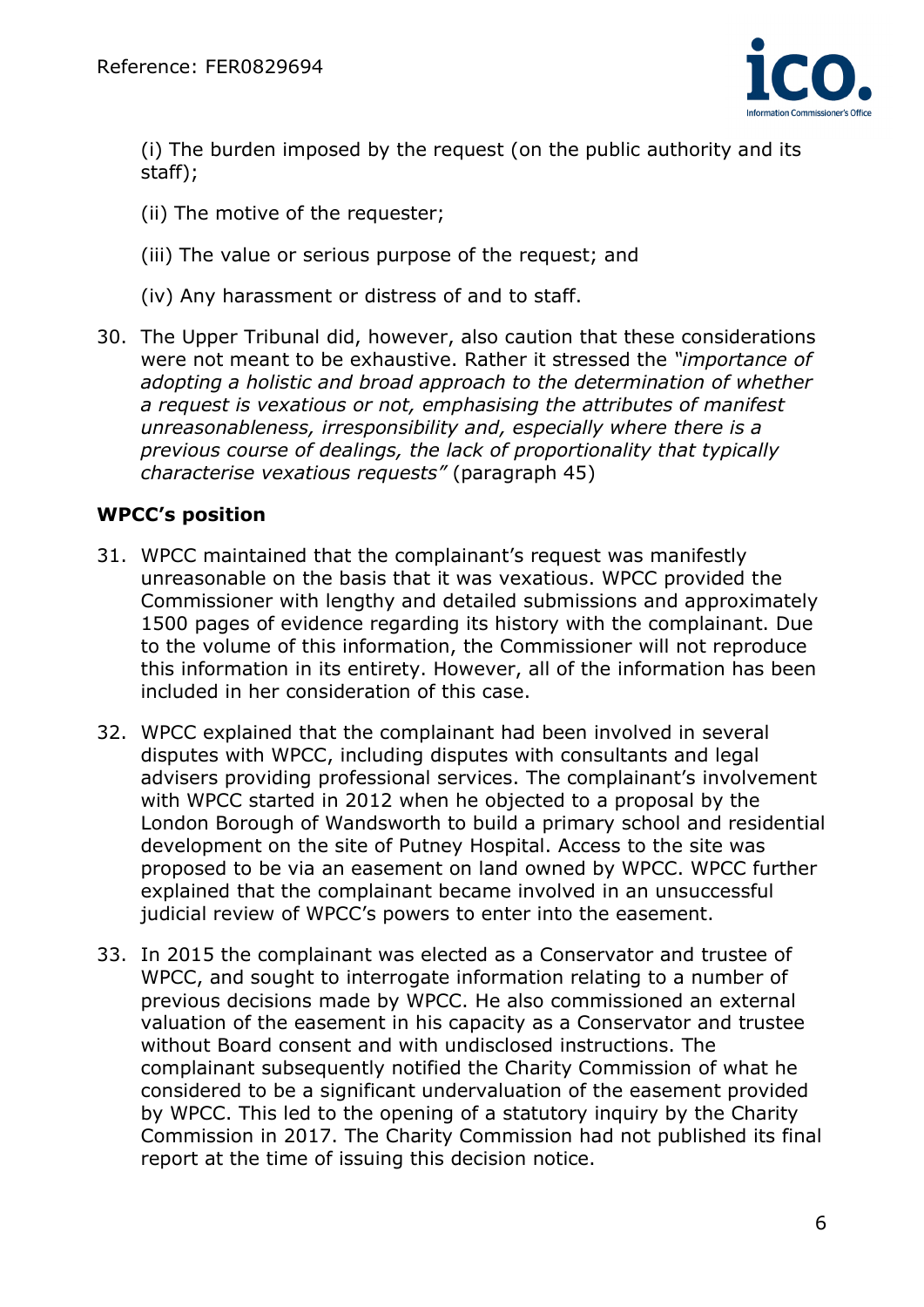(i) The burden imposed by the request (on the public authority and its staff);

(ii) The motive of the requester;

(iii) The value or serious purpose of the request; and

(iv) Any harassment or distress of and to staff.

30. The Upper Tribunal did, however, also caution that these considerations were not meant to be exhaustive. Rather it stressed the *"importance of adopting a holistic and broad approach to the determination of whether a request is vexatious or not, emphasising the attributes of manifest unreasonableness, irresponsibility and, especially where there is a previous course of dealings, the lack of proportionality that typically characterise vexatious requests"* (paragraph 45)

**WPCC's position**

31. WPCC maintained that the complainant's request was manifestly unreasonable on the basis that it was vexatious. WPCC provided the Commissioner with lengthy and detailed submissions and approximately 1500 pages of evidence regarding its history with the complainant. Due to the volume of this information, the Commissioner will not reproduce this information in its entirety. However, all of the information has been included in her consideration of this case.

32. WPCC explained that the complainant had been involved in several disputes with WPCC, including disputes with consultants and legal advisers providing professional services. The complainant's involvement with WPCC started in 2012 when he objected to a proposal by the London Borough of Wandsworth to build a primary school and residential development on the site of Putney Hospital. Access to the site was proposed to be via an easement on land owned by WPCC. WPCC further explained that the complainant became involved in an unsuccessful judicial review of WPCC's powers to enter into the easement.

33. In 2015 the complainant was elected as a Conservator and trustee of WPCC, and sought to interrogate information relating to a number of previous decisions made by WPCC. He also commissioned an external valuation of the easement in his capacity as a Conservator and trustee without Board consent and with undisclosed instructions. The complainant subsequently notified the Charity Commission of what he considered to be a significant undervaluation of the easement provided by WPCC. This led to the opening of a statutory inquiry by the Charity Commission in 2017. The Charity Commission had not published its final report at the time of issuing this decision notice.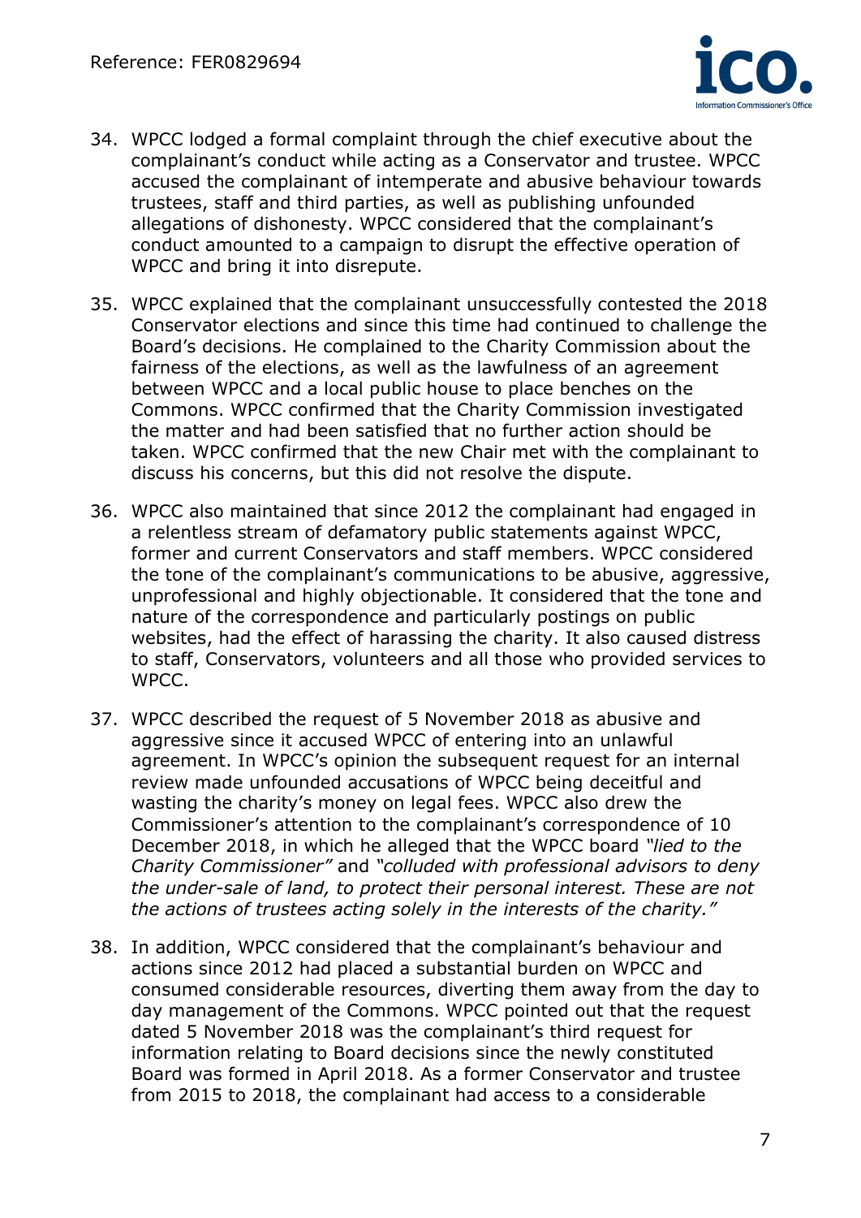34. WPCC lodged a formal complaint through the chief executive about the complainant's conduct while acting as a Conservator and trustee. WPCC accused the complainant of intemperate and abusive behaviour towards trustees, staff and third parties, as well as publishing unfounded allegations of dishonesty. WPCC considered that the complainant's conduct amounted to a campaign to disrupt the effective operation of WPCC and bring it into disrepute.

35. WPCC explained that the complainant unsuccessfully contested the 2018 Conservator elections and since this time had continued to challenge the Board's decisions. He complained to the Charity Commission about the fairness of the elections, as well as the lawfulness of an agreement between WPCC and a local public house to place benches on the Commons. WPCC confirmed that the Charity Commission investigated the matter and had been satisfied that no further action should be taken. WPCC confirmed that the new Chair met with the complainant to discuss his concerns, but this did not resolve the dispute.

36. WPCC also maintained that since 2012 the complainant had engaged in a relentless stream of defamatory public statements against WPCC, former and current Conservators and staff members. WPCC considered the tone of the complainant's communications to be abusive, aggressive, unprofessional and highly objectionable. It considered that the tone and nature of the correspondence and particularly postings on public websites, had the effect of harassing the charity. It also caused distress to staff, Conservators, volunteers and all those who provided services to WPCC.

37. WPCC described the request of 5 November 2018 as abusive and aggressive since it accused WPCC of entering into an unlawful agreement. In WPCC's opinion the subsequent request for an internal review made unfounded accusations of WPCC being deceitful and wasting the charity's money on legal fees. WPCC also drew the Commissioner's attention to the complainant's correspondence of 10 December 2018, in which he alleged that the WPCC board *"lied to the Charity Commissioner"* and *"colluded with professional advisors to deny the under-sale of land, to protect their personal interest. These are not the actions of trustees acting solely in the interests of the charity."*

38. In addition, WPCC considered that the complainant's behaviour and actions since 2012 had placed a substantial burden on WPCC and consumed considerable resources, diverting them away from the day to day management of the Commons. WPCC pointed out that the request dated 5 November 2018 was the complainant's third request for information relating to Board decisions since the newly constituted Board was formed in April 2018. As a former Conservator and trustee from 2015 to 2018, the complainant had access to a considerable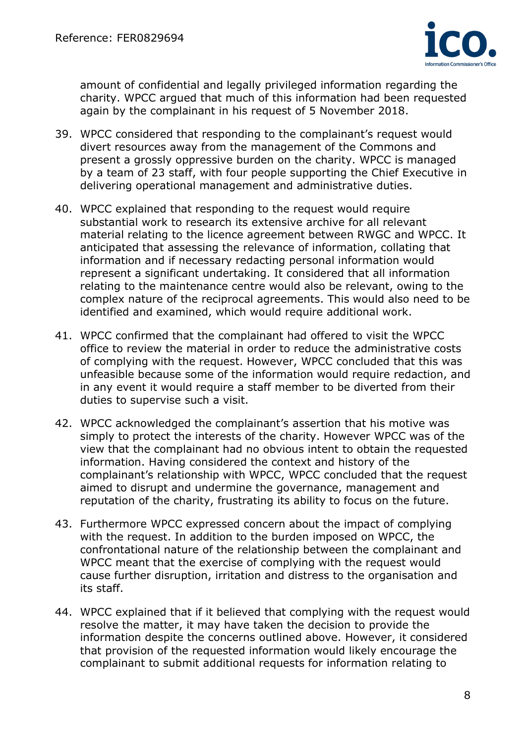amount of confidential and legally privileged information regarding the charity. WPCC argued that much of this information had been requested again by the complainant in his request of 5 November 2018.

39. WPCC considered that responding to the complainant's request would divert resources away from the management of the Commons and present a grossly oppressive burden on the charity. WPCC is managed by a team of 23 staff, with four people supporting the Chief Executive in delivering operational management and administrative duties.

40. WPCC explained that responding to the request would require substantial work to research its extensive archive for all relevant material relating to the licence agreement between RWGC and WPCC. It anticipated that assessing the relevance of information, collating that information and if necessary redacting personal information would represent a significant undertaking. It considered that all information relating to the maintenance centre would also be relevant, owing to the complex nature of the reciprocal agreements. This would also need to be identified and examined, which would require additional work.

41. WPCC confirmed that the complainant had offered to visit the WPCC office to review the material in order to reduce the administrative costs of complying with the request. However, WPCC concluded that this was unfeasible because some of the information would require redaction, and in any event it would require a staff member to be diverted from their duties to supervise such a visit.

42. WPCC acknowledged the complainant's assertion that his motive was simply to protect the interests of the charity. However WPCC was of the view that the complainant had no obvious intent to obtain the requested information. Having considered the context and history of the complainant's relationship with WPCC, WPCC concluded that the request aimed to disrupt and undermine the governance, management and reputation of the charity, frustrating its ability to focus on the future.

43. Furthermore WPCC expressed concern about the impact of complying with the request. In addition to the burden imposed on WPCC, the confrontational nature of the relationship between the complainant and WPCC meant that the exercise of complying with the request would cause further disruption, irritation and distress to the organisation and its staff.

44. WPCC explained that if it believed that complying with the request would resolve the matter, it may have taken the decision to provide the information despite the concerns outlined above. However, it considered that provision of the requested information would likely encourage the complainant to submit additional requests for information relating to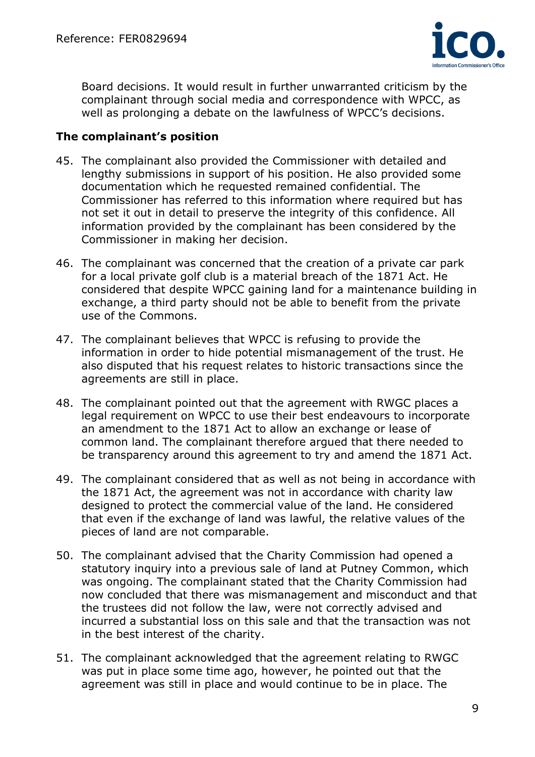Board decisions. It would result in further unwarranted criticism by the complainant through social media and correspondence with WPCC, as well as prolonging a debate on the lawfulness of WPCC's decisions.

### The complainant's position

45. The complainant also provided the Commissioner with detailed and lengthy submissions in support of his position. He also provided some documentation which he requested remained confidential. The Commissioner has referred to this information where required but has not set it out in detail to preserve the integrity of this confidence. All information provided by the complainant has been considered by the Commissioner in making her decision.

46. The complainant was concerned that the creation of a private car park for a local private golf club is a material breach of the 1871 Act. He considered that despite WPCC gaining land for a maintenance building in exchange, a third party should not be able to benefit from the private use of the Commons.

47. The complainant believes that WPCC is refusing to provide the information in order to hide potential mismanagement of the trust. He also disputed that his request relates to historic transactions since the agreements are still in place.

48. The complainant pointed out that the agreement with RWGC places a legal requirement on WPCC to use their best endeavours to incorporate an amendment to the 1871 Act to allow an exchange or lease of common land. The complainant therefore argued that there needed to be transparency around this agreement to try and amend the 1871 Act.

49. The complainant considered that as well as not being in accordance with the 1871 Act, the agreement was not in accordance with charity law designed to protect the commercial value of the land. He considered that even if the exchange of land was lawful, the relative values of the pieces of land are not comparable.

50. The complainant advised that the Charity Commission had opened a statutory inquiry into a previous sale of land at Putney Common, which was ongoing. The complainant stated that the Charity Commission had now concluded that there was mismanagement and misconduct and that the trustees did not follow the law, were not correctly advised and incurred a substantial loss on this sale and that the transaction was not in the best interest of the charity.

51. The complainant acknowledged that the agreement relating to RWGC was put in place some time ago, however, he pointed out that the agreement was still in place and would continue to be in place. The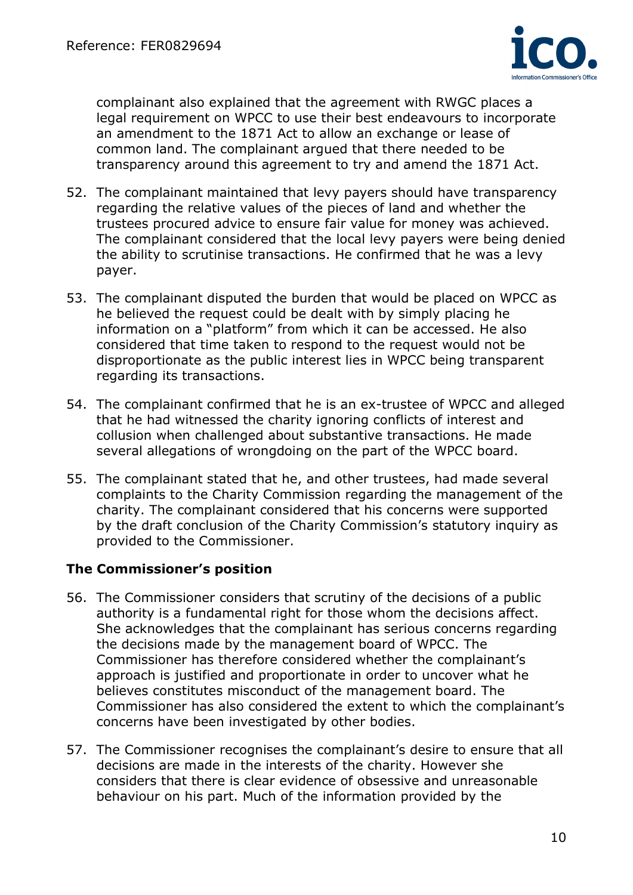complainant also explained that the agreement with RWGC places a legal requirement on WPCC to use their best endeavours to incorporate an amendment to the 1871 Act to allow an exchange or lease of common land. The complainant argued that there needed to be transparency around this agreement to try and amend the 1871 Act.

52. The complainant maintained that levy payers should have transparency regarding the relative values of the pieces of land and whether the trustees procured advice to ensure fair value for money was achieved. The complainant considered that the local levy payers were being denied the ability to scrutinise transactions. He confirmed that he was a levy payer.

53. The complainant disputed the burden that would be placed on WPCC as he believed the request could be dealt with by simply placing he information on a "platform" from which it can be accessed. He also considered that time taken to respond to the request would not be disproportionate as the public interest lies in WPCC being transparent regarding its transactions.

54. The complainant confirmed that he is an ex-trustee of WPCC and alleged that he had witnessed the charity ignoring conflicts of interest and collusion when challenged about substantive transactions. He made several allegations of wrongdoing on the part of the WPCC board.

55. The complainant stated that he, and other trustees, had made several complaints to the Charity Commission regarding the management of the charity. The complainant considered that his concerns were supported by the draft conclusion of the Charity Commission's statutory inquiry as provided to the Commissioner.

### The Commissioner's position

56. The Commissioner considers that scrutiny of the decisions of a public authority is a fundamental right for those whom the decisions affect. She acknowledges that the complainant has serious concerns regarding the decisions made by the management board of WPCC. The Commissioner has therefore considered whether the complainant's approach is justified and proportionate in order to uncover what he believes constitutes misconduct of the management board. The Commissioner has also considered the extent to which the complainant's concerns have been investigated by other bodies.

57. The Commissioner recognises the complainant's desire to ensure that all decisions are made in the interests of the charity. However she considers that there is clear evidence of obsessive and unreasonable behaviour on his part. Much of the information provided by the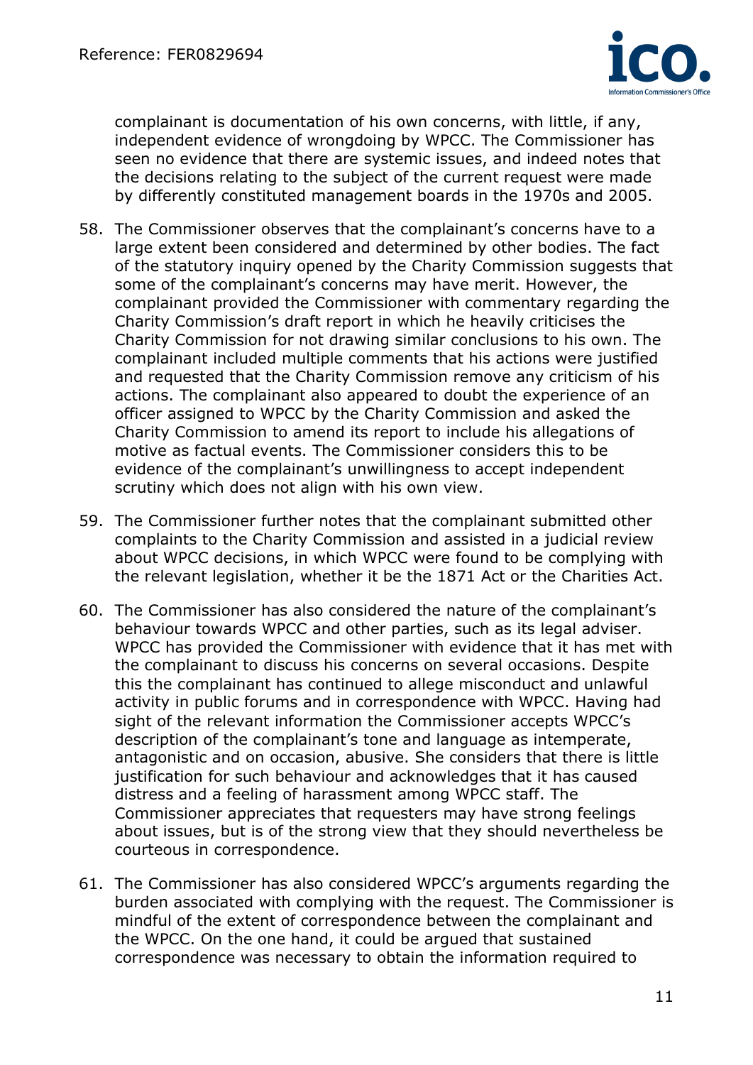complainant is documentation of his own concerns, with little, if any, independent evidence of wrongdoing by WPCC. The Commissioner has seen no evidence that there are systemic issues, and indeed notes that the decisions relating to the subject of the current request were made by differently constituted management boards in the 1970s and 2005.

58. The Commissioner observes that the complainant's concerns have to a large extent been considered and determined by other bodies. The fact of the statutory inquiry opened by the Charity Commission suggests that some of the complainant's concerns may have merit. However, the complainant provided the Commissioner with commentary regarding the Charity Commission's draft report in which he heavily criticises the Charity Commission for not drawing similar conclusions to his own. The complainant included multiple comments that his actions were justified and requested that the Charity Commission remove any criticism of his actions. The complainant also appeared to doubt the experience of an officer assigned to WPCC by the Charity Commission and asked the Charity Commission to amend its report to include his allegations of motive as factual events. The Commissioner considers this to be evidence of the complainant's unwillingness to accept independent scrutiny which does not align with his own view.

59. The Commissioner further notes that the complainant submitted other complaints to the Charity Commission and assisted in a judicial review about WPCC decisions, in which WPCC were found to be complying with the relevant legislation, whether it be the 1871 Act or the Charities Act.

60. The Commissioner has also considered the nature of the complainant's behaviour towards WPCC and other parties, such as its legal adviser. WPCC has provided the Commissioner with evidence that it has met with the complainant to discuss his concerns on several occasions. Despite this the complainant has continued to allege misconduct and unlawful activity in public forums and in correspondence with WPCC. Having had sight of the relevant information the Commissioner accepts WPCC's description of the complainant's tone and language as intemperate, antagonistic and on occasion, abusive. She considers that there is little justification for such behaviour and acknowledges that it has caused distress and a feeling of harassment among WPCC staff. The Commissioner appreciates that requesters may have strong feelings about issues, but is of the strong view that they should nevertheless be courteous in correspondence.

61. The Commissioner has also considered WPCC's arguments regarding the burden associated with complying with the request. The Commissioner is mindful of the extent of correspondence between the complainant and the WPCC. On the one hand, it could be argued that sustained correspondence was necessary to obtain the information required to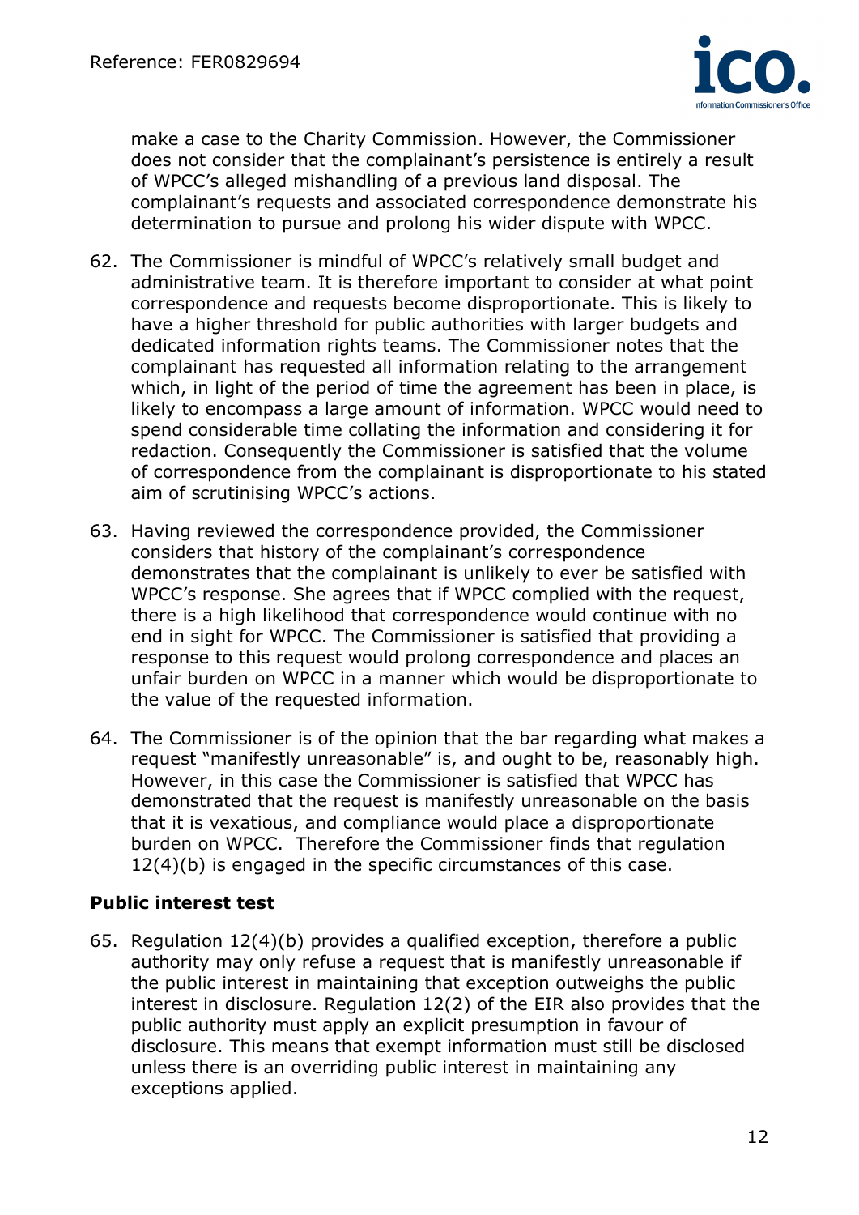make a case to the Charity Commission. However, the Commissioner does not consider that the complainant's persistence is entirely a result of WPCC's alleged mishandling of a previous land disposal. The complainant's requests and associated correspondence demonstrate his determination to pursue and prolong his wider dispute with WPCC.

62. The Commissioner is mindful of WPCC's relatively small budget and administrative team. It is therefore important to consider at what point correspondence and requests become disproportionate. This is likely to have a higher threshold for public authorities with larger budgets and dedicated information rights teams. The Commissioner notes that the complainant has requested all information relating to the arrangement which, in light of the period of time the agreement has been in place, is likely to encompass a large amount of information. WPCC would need to spend considerable time collating the information and considering it for redaction. Consequently the Commissioner is satisfied that the volume of correspondence from the complainant is disproportionate to his stated aim of scrutinising WPCC's actions.

63. Having reviewed the correspondence provided, the Commissioner considers that history of the complainant's correspondence demonstrates that the complainant is unlikely to ever be satisfied with WPCC's response. She agrees that if WPCC complied with the request, there is a high likelihood that correspondence would continue with no end in sight for WPCC. The Commissioner is satisfied that providing a response to this request would prolong correspondence and places an unfair burden on WPCC in a manner which would be disproportionate to the value of the requested information.

64. The Commissioner is of the opinion that the bar regarding what makes a request "manifestly unreasonable" is, and ought to be, reasonably high. However, in this case the Commissioner is satisfied that WPCC has demonstrated that the request is manifestly unreasonable on the basis that it is vexatious, and compliance would place a disproportionate burden on WPCC. Therefore the Commissioner finds that regulation 12(4)(b) is engaged in the specific circumstances of this case.

### Public interest test

65. Regulation 12(4)(b) provides a qualified exception, therefore a public authority may only refuse a request that is manifestly unreasonable if the public interest in maintaining that exception outweighs the public interest in disclosure. Regulation 12(2) of the EIR also provides that the public authority must apply an explicit presumption in favour of disclosure. This means that exempt information must still be disclosed unless there is an overriding public interest in maintaining any exceptions applied.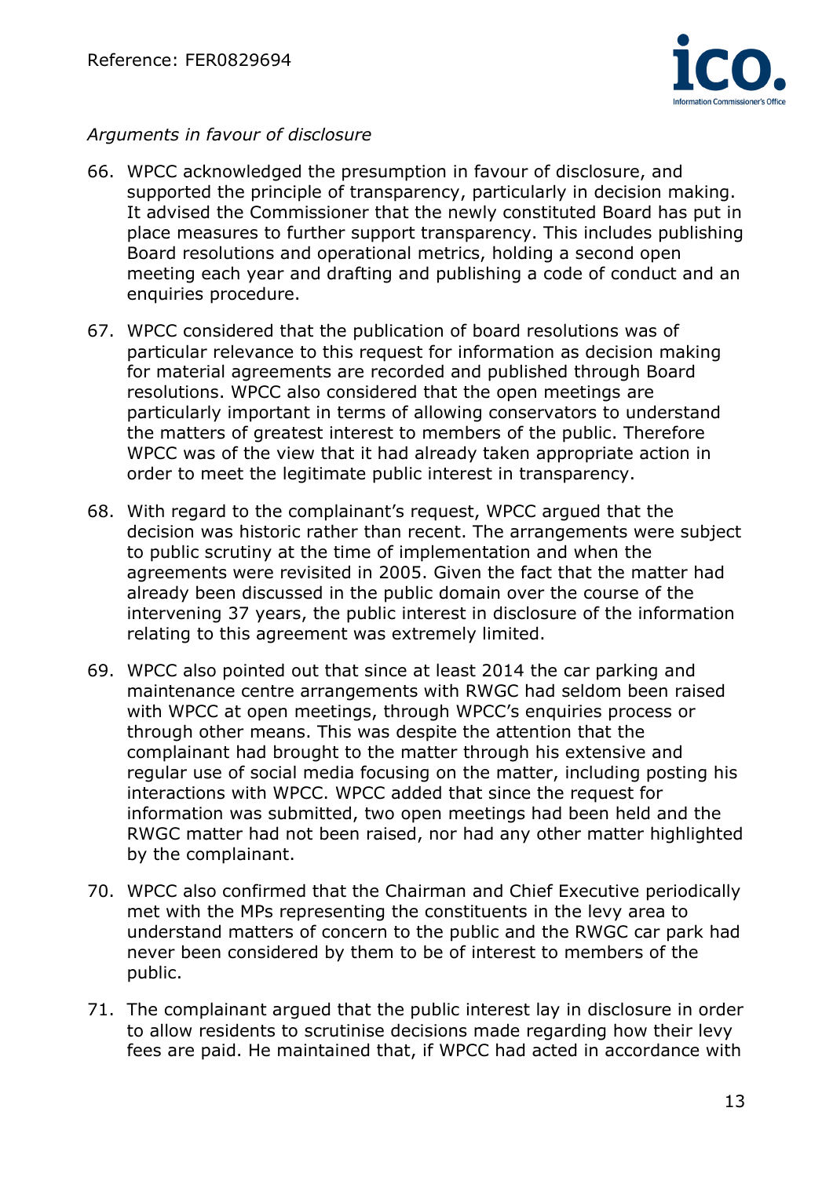*Arguments in favour of disclosure*

66. WPCC acknowledged the presumption in favour of disclosure, and supported the principle of transparency, particularly in decision making. It advised the Commissioner that the newly constituted Board has put in place measures to further support transparency. This includes publishing Board resolutions and operational metrics, holding a second open meeting each year and drafting and publishing a code of conduct and an enquiries procedure.

67. WPCC considered that the publication of board resolutions was of particular relevance to this request for information as decision making for material agreements are recorded and published through Board resolutions. WPCC also considered that the open meetings are particularly important in terms of allowing conservators to understand the matters of greatest interest to members of the public. Therefore WPCC was of the view that it had already taken appropriate action in order to meet the legitimate public interest in transparency.

68. With regard to the complainant's request, WPCC argued that the decision was historic rather than recent. The arrangements were subject to public scrutiny at the time of implementation and when the agreements were revisited in 2005. Given the fact that the matter had already been discussed in the public domain over the course of the intervening 37 years, the public interest in disclosure of the information relating to this agreement was extremely limited.

69. WPCC also pointed out that since at least 2014 the car parking and maintenance centre arrangements with RWGC had seldom been raised with WPCC at open meetings, through WPCC's enquiries process or through other means. This was despite the attention that the complainant had brought to the matter through his extensive and regular use of social media focusing on the matter, including posting his interactions with WPCC. WPCC added that since the request for information was submitted, two open meetings had been held and the RWGC matter had not been raised, nor had any other matter highlighted by the complainant.

70. WPCC also confirmed that the Chairman and Chief Executive periodically met with the MPs representing the constituents in the levy area to understand matters of concern to the public and the RWGC car park had never been considered by them to be of interest to members of the public.

71. The complainant argued that the public interest lay in disclosure in order to allow residents to scrutinise decisions made regarding how their levy fees are paid. He maintained that, if WPCC had acted in accordance with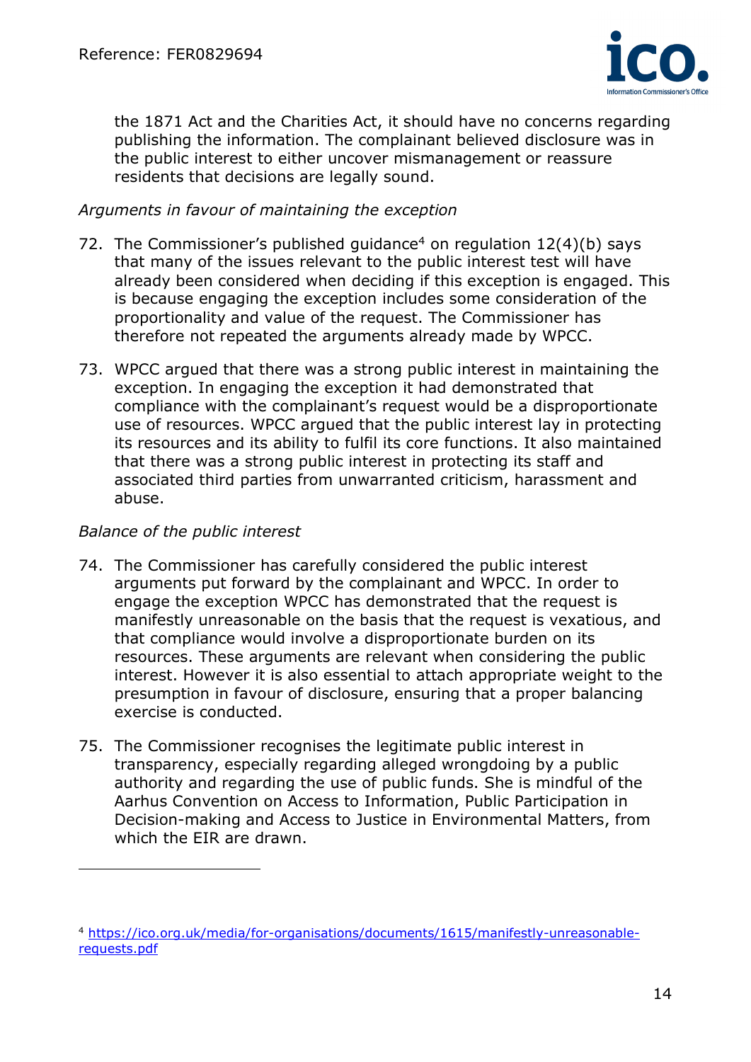the 1871 Act and the Charities Act, it should have no concerns regarding publishing the information. The complainant believed disclosure was in the public interest to either uncover mismanagement or reassure residents that decisions are legally sound.

*Arguments in favour of maintaining the exception*

72. The Commissioner's published guidance[4] on regulation 12(4)(b) says that many of the issues relevant to the public interest test will have already been considered when deciding if this exception is engaged. This is because engaging the exception includes some consideration of the proportionality and value of the request. The Commissioner has therefore not repeated the arguments already made by WPCC.

73. WPCC argued that there was a strong public interest in maintaining the exception. In engaging the exception it had demonstrated that compliance with the complainant's request would be a disproportionate use of resources. WPCC argued that the public interest lay in protecting its resources and its ability to fulfil its core functions. It also maintained that there was a strong public interest in protecting its staff and associated third parties from unwarranted criticism, harassment and abuse.

*Balance of the public interest*

74. The Commissioner has carefully considered the public interest arguments put forward by the complainant and WPCC. In order to engage the exception WPCC has demonstrated that the request is manifestly unreasonable on the basis that the request is vexatious, and that compliance would involve a disproportionate burden on its resources. These arguments are relevant when considering the public interest. However it is also essential to attach appropriate weight to the presumption in favour of disclosure, ensuring that a proper balancing exercise is conducted.

75. The Commissioner recognises the legitimate public interest in transparency, especially regarding alleged wrongdoing by a public authority and regarding the use of public funds. She is mindful of the Aarhus Convention on Access to Information, Public Participation in Decision-making and Access to Justice in Environmental Matters, from which the EIR are drawn.

---

[4] https://ico.org.uk/media/for-organisations/documents/1615/manifestly-unreasonable-requests.pdf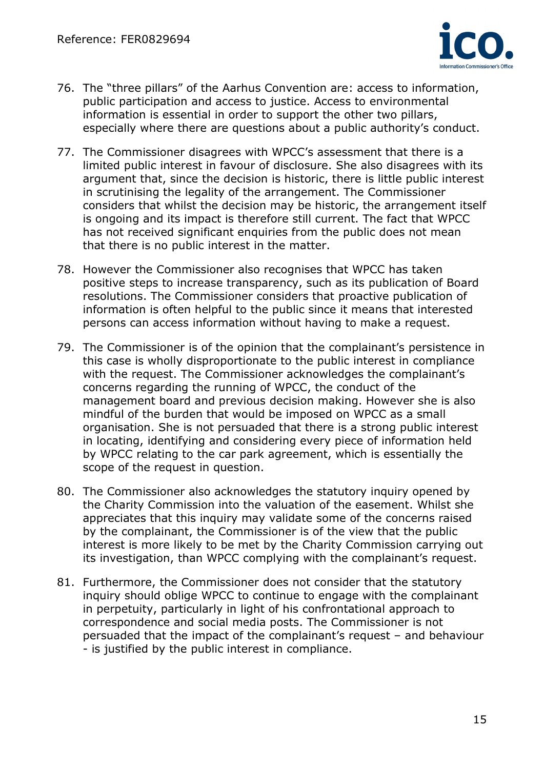76. The "three pillars" of the Aarhus Convention are: access to information, public participation and access to justice. Access to environmental information is essential in order to support the other two pillars, especially where there are questions about a public authority's conduct.

77. The Commissioner disagrees with WPCC's assessment that there is a limited public interest in favour of disclosure. She also disagrees with its argument that, since the decision is historic, there is little public interest in scrutinising the legality of the arrangement. The Commissioner considers that whilst the decision may be historic, the arrangement itself is ongoing and its impact is therefore still current. The fact that WPCC has not received significant enquiries from the public does not mean that there is no public interest in the matter.

78. However the Commissioner also recognises that WPCC has taken positive steps to increase transparency, such as its publication of Board resolutions. The Commissioner considers that proactive publication of information is often helpful to the public since it means that interested persons can access information without having to make a request.

79. The Commissioner is of the opinion that the complainant's persistence in this case is wholly disproportionate to the public interest in compliance with the request. The Commissioner acknowledges the complainant's concerns regarding the running of WPCC, the conduct of the management board and previous decision making. However she is also mindful of the burden that would be imposed on WPCC as a small organisation. She is not persuaded that there is a strong public interest in locating, identifying and considering every piece of information held by WPCC relating to the car park agreement, which is essentially the scope of the request in question.

80. The Commissioner also acknowledges the statutory inquiry opened by the Charity Commission into the valuation of the easement. Whilst she appreciates that this inquiry may validate some of the concerns raised by the complainant, the Commissioner is of the view that the public interest is more likely to be met by the Charity Commission carrying out its investigation, than WPCC complying with the complainant's request.

81. Furthermore, the Commissioner does not consider that the statutory inquiry should oblige WPCC to continue to engage with the complainant in perpetuity, particularly in light of his confrontational approach to correspondence and social media posts. The Commissioner is not persuaded that the impact of the complainant's request – and behaviour - is justified by the public interest in compliance.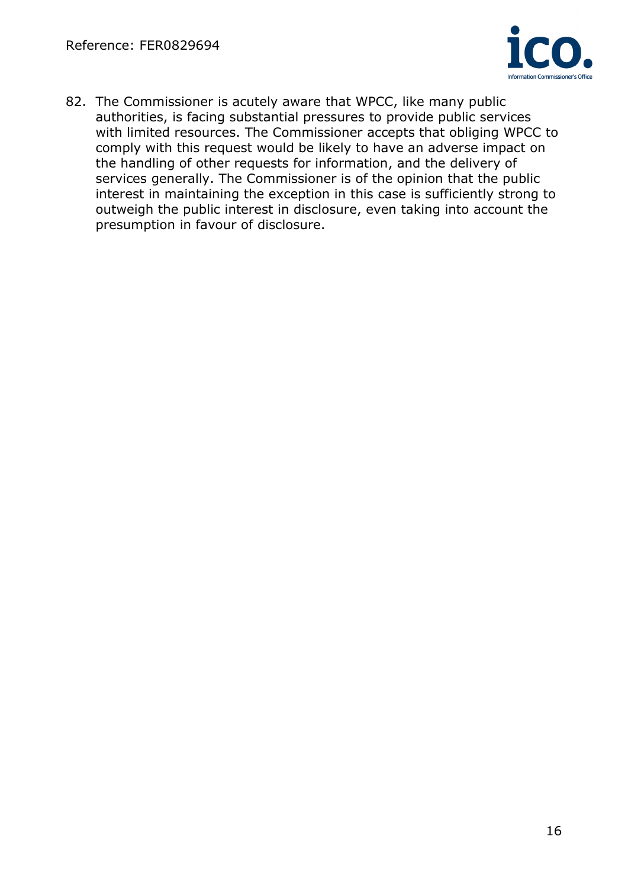82. The Commissioner is acutely aware that WPCC, like many public authorities, is facing substantial pressures to provide public services with limited resources. The Commissioner accepts that obliging WPCC to comply with this request would be likely to have an adverse impact on the handling of other requests for information, and the delivery of services generally. The Commissioner is of the opinion that the public interest in maintaining the exception in this case is sufficiently strong to outweigh the public interest in disclosure, even taking into account the presumption in favour of disclosure.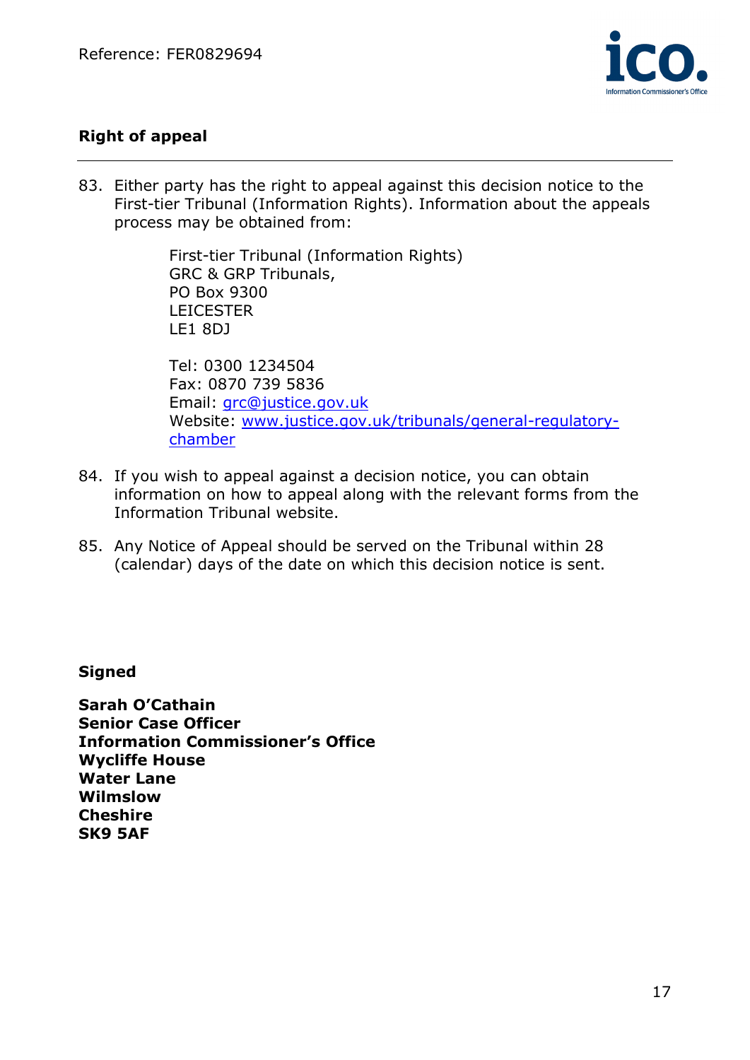## Right of appeal

83. Either party has the right to appeal against this decision notice to the First-tier Tribunal (Information Rights). Information about the appeals process may be obtained from:

   First-tier Tribunal (Information Rights)
   GRC & GRP Tribunals,
   PO Box 9300
   LEICESTER
   LE1 8DJ

   Tel: 0300 1234504
   Fax: 0870 739 5836
   Email: grc@justice.gov.uk
   Website: www.justice.gov.uk/tribunals/general-regulatory-chamber

84. If you wish to appeal against a decision notice, you can obtain information on how to appeal along with the relevant forms from the Information Tribunal website.

85. Any Notice of Appeal should be served on the Tribunal within 28 (calendar) days of the date on which this decision notice is sent.

**Signed**

**Sarah O'Cathain**
**Senior Case Officer**
**Information Commissioner's Office**
**Wycliffe House**
**Water Lane**
**Wilmslow**
**Cheshire**
**SK9 5AF**